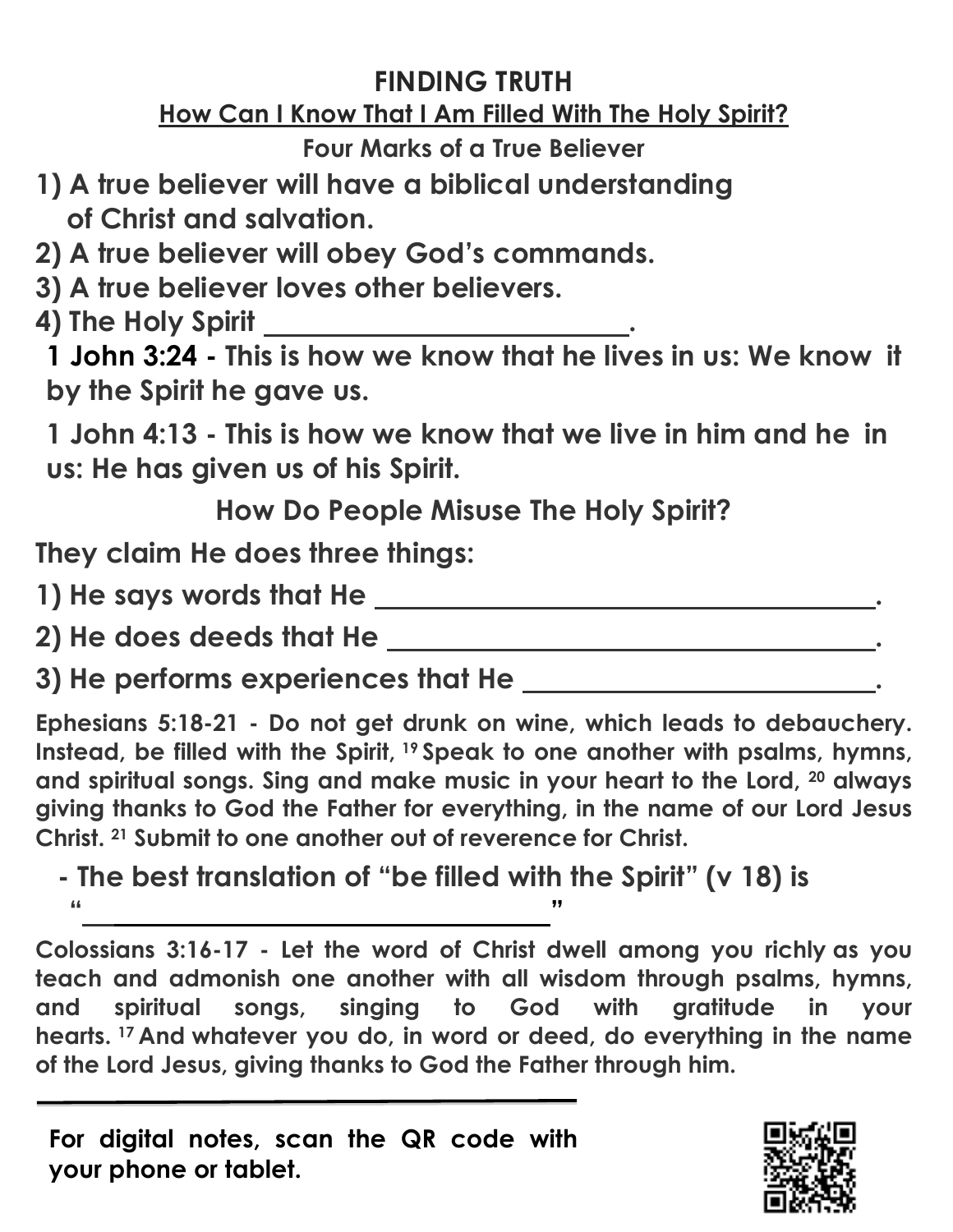# FINDING TRUTH

## How Can I Know That I Am Filled With The Holy Spirit?

### Four Marks of a True Believer

1) A true believer will have a biblical understanding of Christ and salvation.
2) A true believer will obey God's commands.
3) A true believer loves other believers.
4) The Holy Spirit ________________________.

**1 John 3:24** - This is how we know that he lives in us: We know it by the Spirit he gave us.

**1 John 4:13** - This is how we know that we live in him and he in us: He has given us of his Spirit.

### How Do People Misuse The Holy Spirit?

They claim He does three things:

1) He says words that He ________________________________.
2) He does deeds that He ________________________________.
3) He performs experiences that He ________________________.

**Ephesians 5:18-21** - Do not get drunk on wine, which leads to debauchery. Instead, be filled with the Spirit, [19] Speak to one another with psalms, hymns, and spiritual songs. Sing and make music in your heart to the Lord, [20] always giving thanks to God the Father for everything, in the name of our Lord Jesus Christ. [21] Submit to one another out of reverence for Christ.

- The best translation of "be filled with the Spirit" (v 18) is "________________________________"

**Colossians 3:16-17** - Let the word of Christ dwell among you richly as you teach and admonish one another with all wisdom through psalms, hymns, and spiritual songs, singing to God with gratitude in your hearts. [17] And whatever you do, in word or deed, do everything in the name of the Lord Jesus, giving thanks to God the Father through him.

---

For digital notes, scan the QR code with your phone or tablet.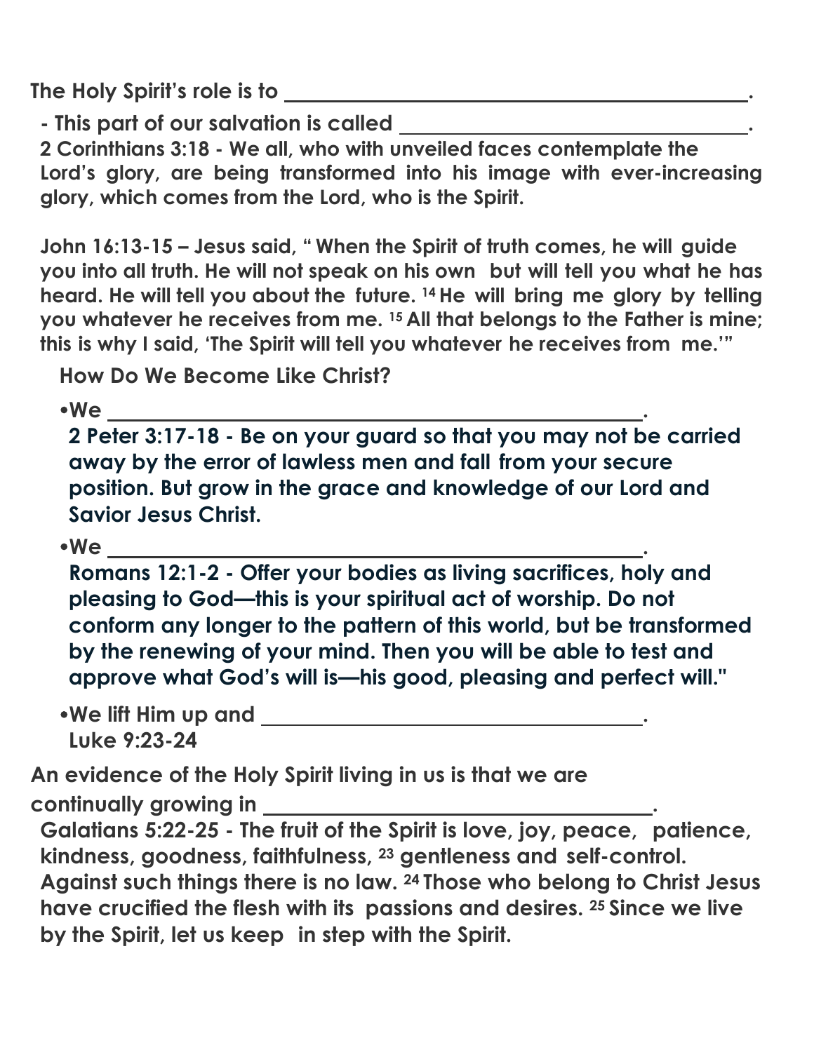**The Holy Spirit's role is to \_\_\_\_\_\_\_\_\_\_\_\_\_\_\_\_\_\_\_\_\_\_\_\_\_\_\_\_\_\_\_\_\_\_\_\_\_\_\_\_\_\_\_\_.**

**- This part of our salvation is called \_\_\_\_\_\_\_\_\_\_\_\_\_\_\_\_\_\_\_\_\_\_\_\_\_\_\_\_\_\_\_\_\_\_.**

**2 Corinthians 3:18 - We all, who with unveiled faces contemplate the Lord's glory, are being transformed into his image with ever-increasing glory, which comes from the Lord, who is the Spirit.**

**John 16:13-15 – Jesus said, " When the Spirit of truth comes, he will guide you into all truth. He will not speak on his own but will tell you what he has heard. He will tell you about the future. [14] He will bring me glory by telling you whatever he receives from me. [15] All that belongs to the Father is mine; this is why I said, 'The Spirit will tell you whatever he receives from me.'"**

**How Do We Become Like Christ?**

- **We \_\_\_\_\_\_\_\_\_\_\_\_\_\_\_\_\_\_\_\_\_\_\_\_\_\_\_\_\_\_\_\_\_\_\_\_\_\_\_\_\_\_\_\_\_\_\_\_\_\_\_\_\_\_\_\_\_\_.**

  **2 Peter 3:17-18 - Be on your guard so that you may not be carried away by the error of lawless men and fall from your secure position. But grow in the grace and knowledge of our Lord and Savior Jesus Christ.**

- **We \_\_\_\_\_\_\_\_\_\_\_\_\_\_\_\_\_\_\_\_\_\_\_\_\_\_\_\_\_\_\_\_\_\_\_\_\_\_\_\_\_\_\_\_\_\_\_\_\_\_\_\_\_\_\_\_\_\_.**

  **Romans 12:1-2 - Offer your bodies as living sacrifices, holy and pleasing to God—this is your spiritual act of worship. Do not conform any longer to the pattern of this world, but be transformed by the renewing of your mind. Then you will be able to test and approve what God's will is—his good, pleasing and perfect will."**

- **We lift Him up and \_\_\_\_\_\_\_\_\_\_\_\_\_\_\_\_\_\_\_\_\_\_\_\_\_\_\_\_\_\_\_\_\_\_\_\_\_\_\_\_\_\_.**

  **Luke 9:23-24**

**An evidence of the Holy Spirit living in us is that we are continually growing in \_\_\_\_\_\_\_\_\_\_\_\_\_\_\_\_\_\_\_\_\_\_\_\_\_\_\_\_\_\_\_\_\_\_\_\_\_\_\_\_\_.**

**Galatians 5:22-25 - The fruit of the Spirit is love, joy, peace, patience, kindness, goodness, faithfulness, [23] gentleness and self-control. Against such things there is no law. [24] Those who belong to Christ Jesus have crucified the flesh with its passions and desires. [25] Since we live by the Spirit, let us keep in step with the Spirit.**